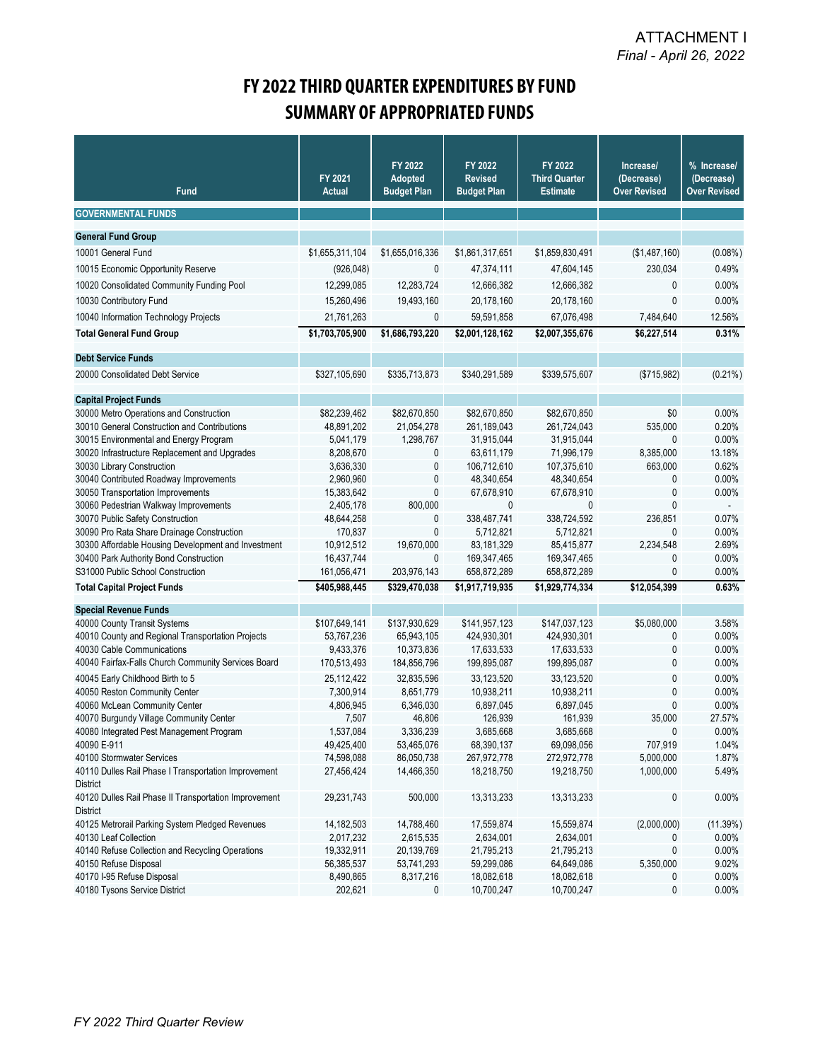ATTACHMENT I
*Final - April 26, 2022*

# FY 2022 THIRD QUARTER EXPENDITURES BY FUND
## SUMMARY OF APPROPRIATED FUNDS

| Fund | FY 2021 Actual | FY 2022 Adopted Budget Plan | FY 2022 Revised Budget Plan | FY 2022 Third Quarter Estimate | Increase/ (Decrease) Over Revised | % Increase/ (Decrease) Over Revised |
|---|---|---|---|---|---|---|
| **GOVERNMENTAL FUNDS** | | | | | | |
| **General Fund Group** | | | | | | |
| 10001 General Fund | $1,655,311,104 | $1,655,016,336 | $1,861,317,651 | $1,859,830,491 | ($1,487,160) | (0.08%) |
| 10015 Economic Opportunity Reserve | (926,048) | 0 | 47,374,111 | 47,604,145 | 230,034 | 0.49% |
| 10020 Consolidated Community Funding Pool | 12,299,085 | 12,283,724 | 12,666,382 | 12,666,382 | 0 | 0.00% |
| 10030 Contributory Fund | 15,260,496 | 19,493,160 | 20,178,160 | 20,178,160 | 0 | 0.00% |
| 10040 Information Technology Projects | 21,761,263 | 0 | 59,591,858 | 67,076,498 | 7,484,640 | 12.56% |
| **Total General Fund Group** | **$1,703,705,900** | **$1,686,793,220** | **$2,001,128,162** | **$2,007,355,676** | **$6,227,514** | **0.31%** |
| **Debt Service Funds** | | | | | | |
| 20000 Consolidated Debt Service | $327,105,690 | $335,713,873 | $340,291,589 | $339,575,607 | ($715,982) | (0.21%) |
| **Capital Project Funds** | | | | | | |
| 30000 Metro Operations and Construction | $82,239,462 | $82,670,850 | $82,670,850 | $82,670,850 | $0 | 0.00% |
| 30010 General Construction and Contributions | 48,891,202 | 21,054,278 | 261,189,043 | 261,724,043 | 535,000 | 0.20% |
| 30015 Environmental and Energy Program | 5,041,179 | 1,298,767 | 31,915,044 | 31,915,044 | 0 | 0.00% |
| 30020 Infrastructure Replacement and Upgrades | 8,208,670 | 0 | 63,611,179 | 71,996,179 | 8,385,000 | 13.18% |
| 30030 Library Construction | 3,636,330 | 0 | 106,712,610 | 107,375,610 | 663,000 | 0.62% |
| 30040 Contributed Roadway Improvements | 2,960,960 | 0 | 48,340,654 | 48,340,654 | 0 | 0.00% |
| 30050 Transportation Improvements | 15,383,642 | 0 | 67,678,910 | 67,678,910 | 0 | 0.00% |
| 30060 Pedestrian Walkway Improvements | 2,405,178 | 800,000 | 0 | 0 | 0 | - |
| 30070 Public Safety Construction | 48,644,258 | 0 | 338,487,741 | 338,724,592 | 236,851 | 0.07% |
| 30090 Pro Rata Share Drainage Construction | 170,837 | 0 | 5,712,821 | 5,712,821 | 0 | 0.00% |
| 30300 Affordable Housing Development and Investment | 10,912,512 | 19,670,000 | 83,181,329 | 85,415,877 | 2,234,548 | 2.69% |
| 30400 Park Authority Bond Construction | 16,437,744 | 0 | 169,347,465 | 169,347,465 | 0 | 0.00% |
| S31000 Public School Construction | 161,056,471 | 203,976,143 | 658,872,289 | 658,872,289 | 0 | 0.00% |
| **Total Capital Project Funds** | **$405,988,445** | **$329,470,038** | **$1,917,719,935** | **$1,929,774,334** | **$12,054,399** | **0.63%** |
| **Special Revenue Funds** | | | | | | |
| 40000 County Transit Systems | $107,649,141 | $137,930,629 | $141,957,123 | $147,037,123 | $5,080,000 | 3.58% |
| 40010 County and Regional Transportation Projects | 53,767,236 | 65,943,105 | 424,930,301 | 424,930,301 | 0 | 0.00% |
| 40030 Cable Communications | 9,433,376 | 10,373,836 | 17,633,533 | 17,633,533 | 0 | 0.00% |
| 40040 Fairfax-Falls Church Community Services Board | 170,513,493 | 184,856,796 | 199,895,087 | 199,895,087 | 0 | 0.00% |
| 40045 Early Childhood Birth to 5 | 25,112,422 | 32,835,596 | 33,123,520 | 33,123,520 | 0 | 0.00% |
| 40050 Reston Community Center | 7,300,914 | 8,651,779 | 10,938,211 | 10,938,211 | 0 | 0.00% |
| 40060 McLean Community Center | 4,806,945 | 6,346,030 | 6,897,045 | 6,897,045 | 0 | 0.00% |
| 40070 Burgundy Village Community Center | 7,507 | 46,806 | 126,939 | 161,939 | 35,000 | 27.57% |
| 40080 Integrated Pest Management Program | 1,537,084 | 3,336,239 | 3,685,668 | 3,685,668 | 0 | 0.00% |
| 40090 E-911 | 49,425,400 | 53,465,076 | 68,390,137 | 69,098,056 | 707,919 | 1.04% |
| 40100 Stormwater Services | 74,598,088 | 86,050,738 | 267,972,778 | 272,972,778 | 5,000,000 | 1.87% |
| 40110 Dulles Rail Phase I Transportation Improvement District | 27,456,424 | 14,466,350 | 18,218,750 | 19,218,750 | 1,000,000 | 5.49% |
| 40120 Dulles Rail Phase II Transportation Improvement District | 29,231,743 | 500,000 | 13,313,233 | 13,313,233 | 0 | 0.00% |
| 40125 Metrorail Parking System Pledged Revenues | 14,182,503 | 14,788,460 | 17,559,874 | 15,559,874 | (2,000,000) | (11.39%) |
| 40130 Leaf Collection | 2,017,232 | 2,615,535 | 2,634,001 | 2,634,001 | 0 | 0.00% |
| 40140 Refuse Collection and Recycling Operations | 19,332,911 | 20,139,769 | 21,795,213 | 21,795,213 | 0 | 0.00% |
| 40150 Refuse Disposal | 56,385,537 | 53,741,293 | 59,299,086 | 64,649,086 | 5,350,000 | 9.02% |
| 40170 I-95 Refuse Disposal | 8,490,865 | 8,317,216 | 18,082,618 | 18,082,618 | 0 | 0.00% |
| 40180 Tysons Service District | 202,621 | 0 | 10,700,247 | 10,700,247 | 0 | 0.00% |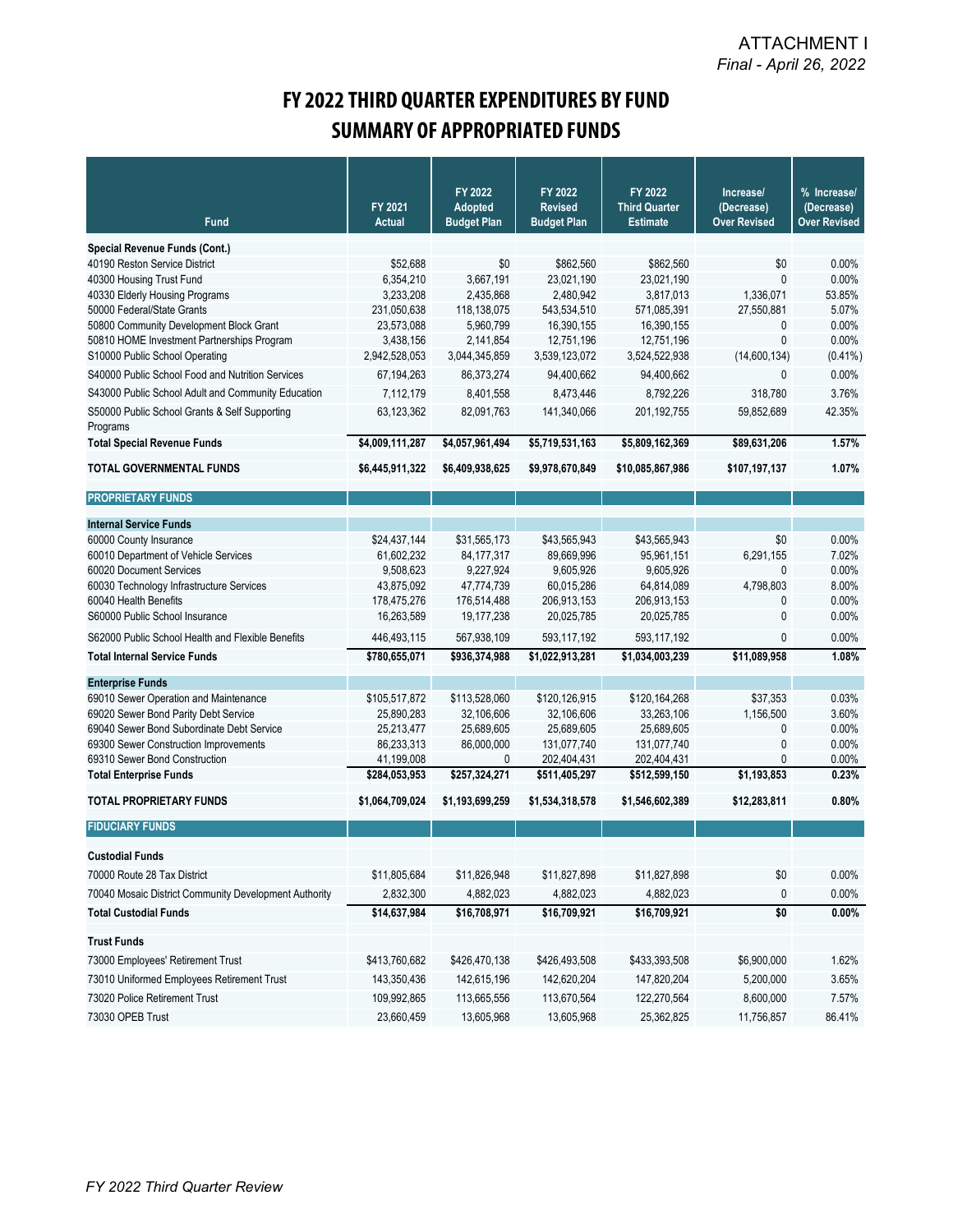ATTACHMENT I
*Final - April 26, 2022*

# FY 2022 THIRD QUARTER EXPENDITURES BY FUND
## SUMMARY OF APPROPRIATED FUNDS

| Fund | FY 2021 Actual | FY 2022 Adopted Budget Plan | FY 2022 Revised Budget Plan | FY 2022 Third Quarter Estimate | Increase/ (Decrease) Over Revised | % Increase/ (Decrease) Over Revised |
|---|---|---|---|---|---|---|
| **Special Revenue Funds (Cont.)** | | | | | | |
| 40190 Reston Service District | $52,688 | $0 | $862,560 | $862,560 | $0 | 0.00% |
| 40300 Housing Trust Fund | 6,354,210 | 3,667,191 | 23,021,190 | 23,021,190 | 0 | 0.00% |
| 40330 Elderly Housing Programs | 3,233,208 | 2,435,868 | 2,480,942 | 3,817,013 | 1,336,071 | 53.85% |
| 50000 Federal/State Grants | 231,050,638 | 118,138,075 | 543,534,510 | 571,085,391 | 27,550,881 | 5.07% |
| 50800 Community Development Block Grant | 23,573,088 | 5,960,799 | 16,390,155 | 16,390,155 | 0 | 0.00% |
| 50810 HOME Investment Partnerships Program | 3,438,156 | 2,141,854 | 12,751,196 | 12,751,196 | 0 | 0.00% |
| S10000 Public School Operating | 2,942,528,053 | 3,044,345,859 | 3,539,123,072 | 3,524,522,938 | (14,600,134) | (0.41%) |
| S40000 Public School Food and Nutrition Services | 67,194,263 | 86,373,274 | 94,400,662 | 94,400,662 | 0 | 0.00% |
| S43000 Public School Adult and Community Education | 7,112,179 | 8,401,558 | 8,473,446 | 8,792,226 | 318,780 | 3.76% |
| S50000 Public School Grants & Self Supporting Programs | 63,123,362 | 82,091,763 | 141,340,066 | 201,192,755 | 59,852,689 | 42.35% |
| **Total Special Revenue Funds** | **$4,009,111,287** | **$4,057,961,494** | **$5,719,531,163** | **$5,809,162,369** | **$89,631,206** | **1.57%** |
| **TOTAL GOVERNMENTAL FUNDS** | **$6,445,911,322** | **$6,409,938,625** | **$9,978,670,849** | **$10,085,867,986** | **$107,197,137** | **1.07%** |
| **PROPRIETARY FUNDS** | | | | | | |
| **Internal Service Funds** | | | | | | |
| 60000 County Insurance | $24,437,144 | $31,565,173 | $43,565,943 | $43,565,943 | $0 | 0.00% |
| 60010 Department of Vehicle Services | 61,602,232 | 84,177,317 | 89,669,996 | 95,961,151 | 6,291,155 | 7.02% |
| 60020 Document Services | 9,508,623 | 9,227,924 | 9,605,926 | 9,605,926 | 0 | 0.00% |
| 60030 Technology Infrastructure Services | 43,875,092 | 47,774,739 | 60,015,286 | 64,814,089 | 4,798,803 | 8.00% |
| 60040 Health Benefits | 178,475,276 | 176,514,488 | 206,913,153 | 206,913,153 | 0 | 0.00% |
| S60000 Public School Insurance | 16,263,589 | 19,177,238 | 20,025,785 | 20,025,785 | 0 | 0.00% |
| S62000 Public School Health and Flexible Benefits | 446,493,115 | 567,938,109 | 593,117,192 | 593,117,192 | 0 | 0.00% |
| **Total Internal Service Funds** | **$780,655,071** | **$936,374,988** | **$1,022,913,281** | **$1,034,003,239** | **$11,089,958** | **1.08%** |
| **Enterprise Funds** | | | | | | |
| 69010 Sewer Operation and Maintenance | $105,517,872 | $113,528,060 | $120,126,915 | $120,164,268 | $37,353 | 0.03% |
| 69020 Sewer Bond Parity Debt Service | 25,890,283 | 32,106,606 | 32,106,606 | 33,263,106 | 1,156,500 | 3.60% |
| 69040 Sewer Bond Subordinate Debt Service | 25,213,477 | 25,689,605 | 25,689,605 | 25,689,605 | 0 | 0.00% |
| 69300 Sewer Construction Improvements | 86,233,313 | 86,000,000 | 131,077,740 | 131,077,740 | 0 | 0.00% |
| 69310 Sewer Bond Construction | 41,199,008 | 0 | 202,404,431 | 202,404,431 | 0 | 0.00% |
| **Total Enterprise Funds** | **$284,053,953** | **$257,324,271** | **$511,405,297** | **$512,599,150** | **$1,193,853** | **0.23%** |
| **TOTAL PROPRIETARY FUNDS** | **$1,064,709,024** | **$1,193,699,259** | **$1,534,318,578** | **$1,546,602,389** | **$12,283,811** | **0.80%** |
| **FIDUCIARY FUNDS** | | | | | | |
| **Custodial Funds** | | | | | | |
| 70000 Route 28 Tax District | $11,805,684 | $11,826,948 | $11,827,898 | $11,827,898 | $0 | 0.00% |
| 70040 Mosaic District Community Development Authority | 2,832,300 | 4,882,023 | 4,882,023 | 4,882,023 | 0 | 0.00% |
| **Total Custodial Funds** | **$14,637,984** | **$16,708,971** | **$16,709,921** | **$16,709,921** | **$0** | **0.00%** |
| **Trust Funds** | | | | | | |
| 73000 Employees' Retirement Trust | $413,760,682 | $426,470,138 | $426,493,508 | $433,393,508 | $6,900,000 | 1.62% |
| 73010 Uniformed Employees Retirement Trust | 143,350,436 | 142,615,196 | 142,620,204 | 147,820,204 | 5,200,000 | 3.65% |
| 73020 Police Retirement Trust | 109,992,865 | 113,665,556 | 113,670,564 | 122,270,564 | 8,600,000 | 7.57% |
| 73030 OPEB Trust | 23,660,459 | 13,605,968 | 13,605,968 | 25,362,825 | 11,756,857 | 86.41% |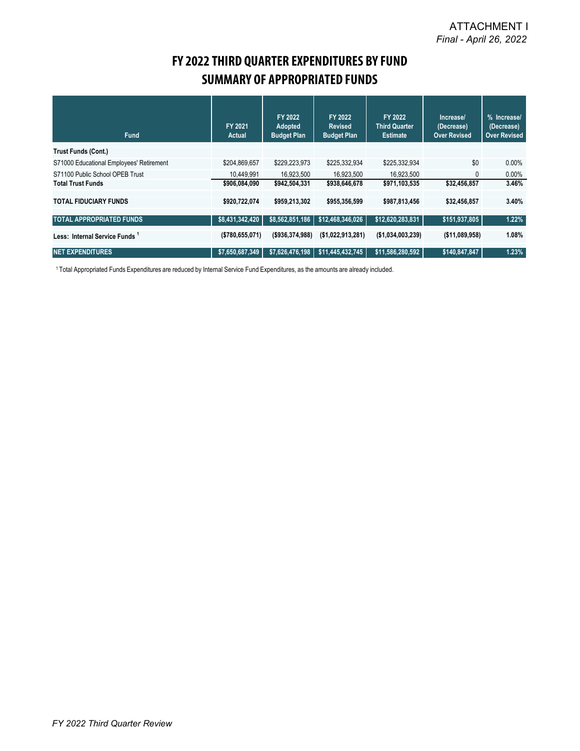ATTACHMENT I

*Final - April 26, 2022*

# FY 2022 THIRD QUARTER EXPENDITURES BY FUND
## SUMMARY OF APPROPRIATED FUNDS

| Fund | FY 2021 Actual | FY 2022 Adopted Budget Plan | FY 2022 Revised Budget Plan | FY 2022 Third Quarter Estimate | Increase/ (Decrease) Over Revised | % Increase/ (Decrease) Over Revised |
|---|---|---|---|---|---|---|
| **Trust Funds (Cont.)** | | | | | | |
| S71000 Educational Employees' Retirement | $204,869,657 | $229,223,973 | $225,332,934 | $225,332,934 | $0 | 0.00% |
| S71100 Public School OPEB Trust | 10,449,991 | 16,923,500 | 16,923,500 | 16,923,500 | 0 | 0.00% |
| **Total Trust Funds** | **$906,084,090** | **$942,504,331** | **$938,646,678** | **$971,103,535** | **$32,456,857** | **3.46%** |
| **TOTAL FIDUCIARY FUNDS** | **$920,722,074** | **$959,213,302** | **$955,356,599** | **$987,813,456** | **$32,456,857** | **3.40%** |
| **TOTAL APPROPRIATED FUNDS** | **$8,431,342,420** | **$8,562,851,186** | **$12,468,346,026** | **$12,620,283,831** | **$151,937,805** | **1.22%** |
| **Less: Internal Service Funds [1]** | **($780,655,071)** | **($936,374,988)** | **($1,022,913,281)** | **($1,034,003,239)** | **($11,089,958)** | **1.08%** |
| **NET EXPENDITURES** | **$7,650,687,349** | **$7,626,476,198** | **$11,445,432,745** | **$11,586,280,592** | **$140,847,847** | **1.23%** |

[1] Total Appropriated Funds Expenditures are reduced by Internal Service Fund Expenditures, as the amounts are already included.